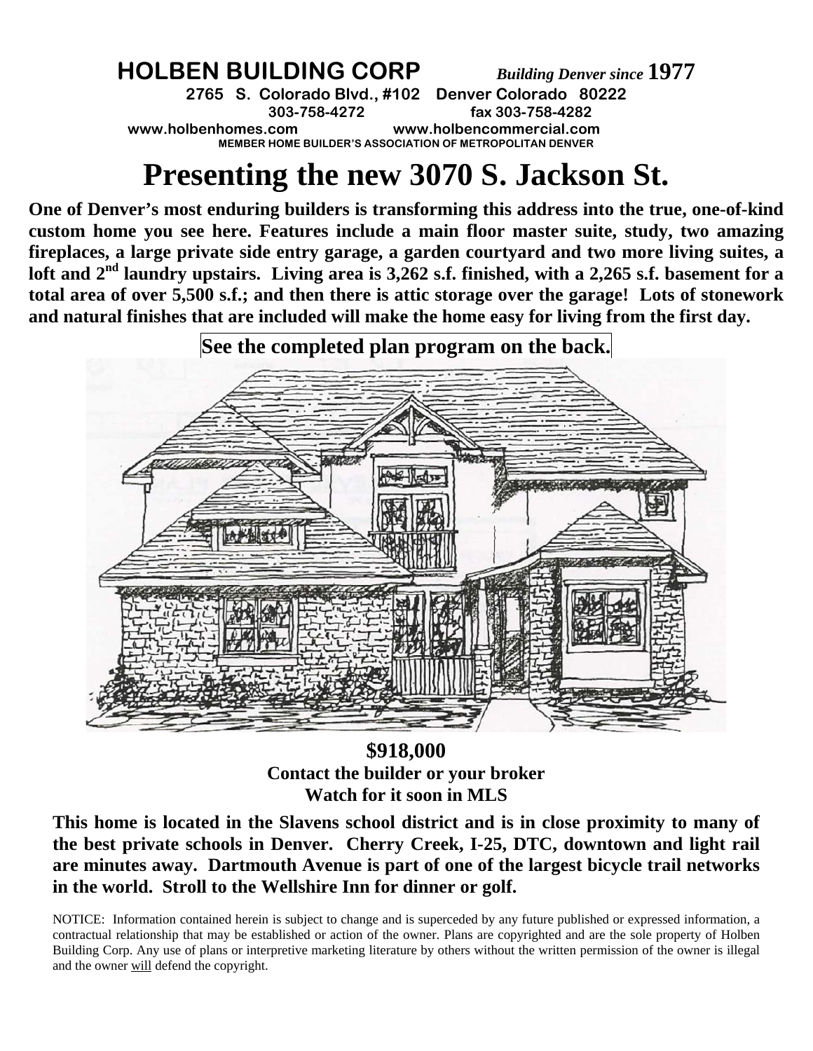**HOLBEN BUILDING CORP** *Building Denver since* **1977**

**2765 S. Colorado Blvd., #102 Denver Colorado 80222**

**303-758-4272 fax 303-758-4282**

**www.holbenhomes.com www.holbencommercial.com**

**MEMBER HOME BUILDER'S ASSOCIATION OF METROPOLITAN DENVER**

# Presenting the new 3070 S. Jackson St.

**One of Denver's most enduring builders is transforming this address into the true, one-of-kind custom home you see here. Features include a main floor master suite, study, two amazing fireplaces, a large private side entry garage, a garden courtyard and two more living suites, a loft and 2nd laundry upstairs. Living area is 3,262 s.f. finished, with a 2,265 s.f. basement for a total area of over 5,500 s.f.; and then there is attic storage over the garage! Lots of stonework and natural finishes that are included will make the home easy for living from the first day.**

**See the completed plan program on the back.**

**$918,000**

**Contact the builder or your broker**

**Watch for it soon in MLS**

**This home is located in the Slavens school district and is in close proximity to many of the best private schools in Denver. Cherry Creek, I-25, DTC, downtown and light rail are minutes away. Dartmouth Avenue is part of one of the largest bicycle trail networks in the world. Stroll to the Wellshire Inn for dinner or golf.**

NOTICE: Information contained herein is subject to change and is superceded by any future published or expressed information, a contractual relationship that may be established or action of the owner. Plans are copyrighted and are the sole property of Holben Building Corp. Any use of plans or interpretive marketing literature by others without the written permission of the owner is illegal and the owner will defend the copyright.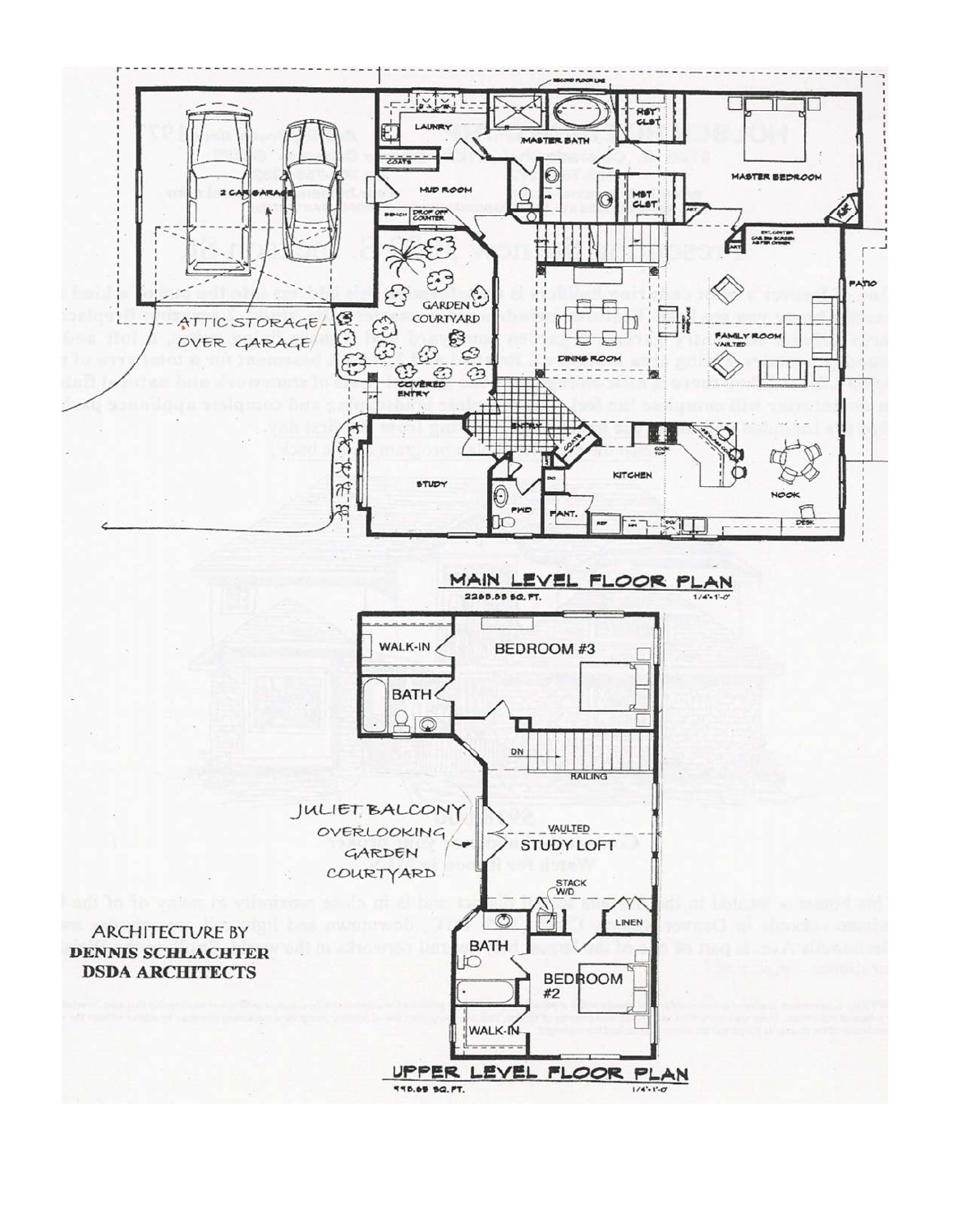MAIN LEVEL FLOOR PLAN

2265.55 SQ. FT.

1/4"=1'-0"

UPPER LEVEL FLOOR PLAN

990.65 SQ. FT.

1/4"=1'-0"

LAUNDRY

MASTER BATH

MST CLST

MASTER BEDROOM

2 CAR GARAGE

COATS

MUD ROOM

BENCH

DROP OFF COUNTER

MST CLST

ATTIC STORAGE OVER GARAGE

GARDEN COURTYARD

DINING ROOM

FAMILY ROOM VAULTED

PATIO

COVERED ENTRY

ENTRY

COATS

STUDY

PWD

PANT.

KITCHEN

NOOK

DESK

WALK-IN

BEDROOM #3

BATH

LINEN

DN

RAILING

JULIET BALCONY OVERLOOKING GARDEN COURTYARD

VAULTED

STUDY LOFT

STACK W/D

LINEN

BATH

BEDROOM #2

WALK-IN

ARCHITECTURE BY

**DENNIS SCHLACHTER**

**DSDA ARCHITECTS**